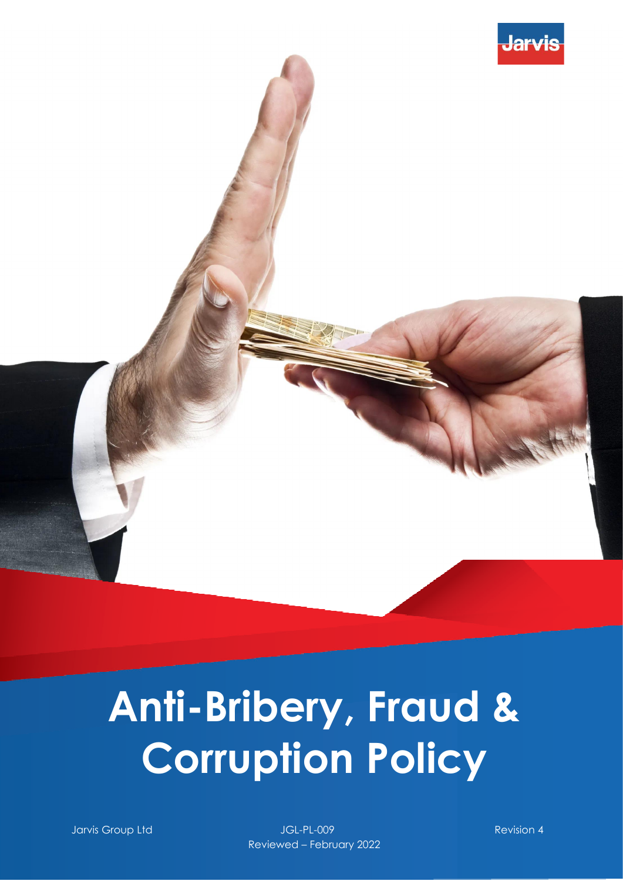# Anti-Bribery, Fraud & Corruption Policy

Jarvis Group Ltd

JGL-PL-009

Reviewed – February 2022

Revision 4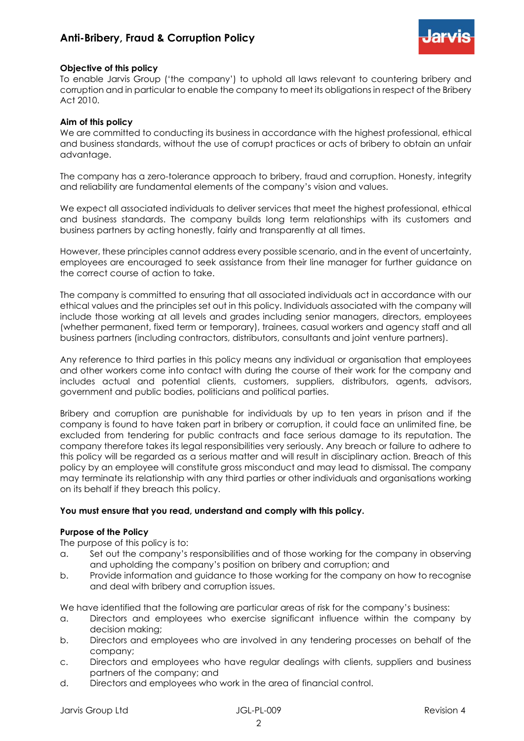**Objective of this policy**

To enable Jarvis Group ('the company') to uphold all laws relevant to countering bribery and corruption and in particular to enable the company to meet its obligations in respect of the Bribery Act 2010.

**Aim of this policy**

We are committed to conducting its business in accordance with the highest professional, ethical and business standards, without the use of corrupt practices or acts of bribery to obtain an unfair advantage.

The company has a zero-tolerance approach to bribery, fraud and corruption. Honesty, integrity and reliability are fundamental elements of the company's vision and values.

We expect all associated individuals to deliver services that meet the highest professional, ethical and business standards. The company builds long term relationships with its customers and business partners by acting honestly, fairly and transparently at all times.

However, these principles cannot address every possible scenario, and in the event of uncertainty, employees are encouraged to seek assistance from their line manager for further guidance on the correct course of action to take.

The company is committed to ensuring that all associated individuals act in accordance with our ethical values and the principles set out in this policy. Individuals associated with the company will include those working at all levels and grades including senior managers, directors, employees (whether permanent, fixed term or temporary), trainees, casual workers and agency staff and all business partners (including contractors, distributors, consultants and joint venture partners).

Any reference to third parties in this policy means any individual or organisation that employees and other workers come into contact with during the course of their work for the company and includes actual and potential clients, customers, suppliers, distributors, agents, advisors, government and public bodies, politicians and political parties.

Bribery and corruption are punishable for individuals by up to ten years in prison and if the company is found to have taken part in bribery or corruption, it could face an unlimited fine, be excluded from tendering for public contracts and face serious damage to its reputation. The company therefore takes its legal responsibilities very seriously. Any breach or failure to adhere to this policy will be regarded as a serious matter and will result in disciplinary action. Breach of this policy by an employee will constitute gross misconduct and may lead to dismissal. The company may terminate its relationship with any third parties or other individuals and organisations working on its behalf if they breach this policy.

**You must ensure that you read, understand and comply with this policy.**

**Purpose of the Policy**

The purpose of this policy is to:

a. Set out the company's responsibilities and of those working for the company in observing and upholding the company's position on bribery and corruption; and
b. Provide information and guidance to those working for the company on how to recognise and deal with bribery and corruption issues.

We have identified that the following are particular areas of risk for the company's business:

a. Directors and employees who exercise significant influence within the company by decision making;
b. Directors and employees who are involved in any tendering processes on behalf of the company;
c. Directors and employees who have regular dealings with clients, suppliers and business partners of the company; and
d. Directors and employees who work in the area of financial control.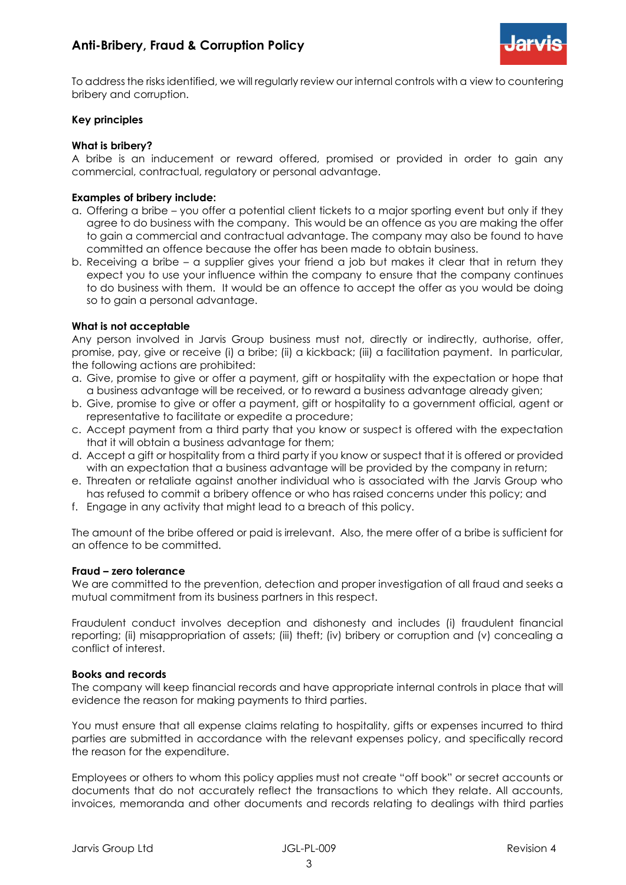To address the risks identified, we will regularly review our internal controls with a view to countering bribery and corruption.

**Key principles**

**What is bribery?**

A bribe is an inducement or reward offered, promised or provided in order to gain any commercial, contractual, regulatory or personal advantage.

**Examples of bribery include:**

a. Offering a bribe – you offer a potential client tickets to a major sporting event but only if they agree to do business with the company. This would be an offence as you are making the offer to gain a commercial and contractual advantage. The company may also be found to have committed an offence because the offer has been made to obtain business.
b. Receiving a bribe – a supplier gives your friend a job but makes it clear that in return they expect you to use your influence within the company to ensure that the company continues to do business with them. It would be an offence to accept the offer as you would be doing so to gain a personal advantage.

**What is not acceptable**

Any person involved in Jarvis Group business must not, directly or indirectly, authorise, offer, promise, pay, give or receive (i) a bribe; (ii) a kickback; (iii) a facilitation payment. In particular, the following actions are prohibited:

a. Give, promise to give or offer a payment, gift or hospitality with the expectation or hope that a business advantage will be received, or to reward a business advantage already given;
b. Give, promise to give or offer a payment, gift or hospitality to a government official, agent or representative to facilitate or expedite a procedure;
c. Accept payment from a third party that you know or suspect is offered with the expectation that it will obtain a business advantage for them;
d. Accept a gift or hospitality from a third party if you know or suspect that it is offered or provided with an expectation that a business advantage will be provided by the company in return;
e. Threaten or retaliate against another individual who is associated with the Jarvis Group who has refused to commit a bribery offence or who has raised concerns under this policy; and
f. Engage in any activity that might lead to a breach of this policy.

The amount of the bribe offered or paid is irrelevant. Also, the mere offer of a bribe is sufficient for an offence to be committed.

**Fraud – zero tolerance**

We are committed to the prevention, detection and proper investigation of all fraud and seeks a mutual commitment from its business partners in this respect.

Fraudulent conduct involves deception and dishonesty and includes (i) fraudulent financial reporting; (ii) misappropriation of assets; (iii) theft; (iv) bribery or corruption and (v) concealing a conflict of interest.

**Books and records**

The company will keep financial records and have appropriate internal controls in place that will evidence the reason for making payments to third parties.

You must ensure that all expense claims relating to hospitality, gifts or expenses incurred to third parties are submitted in accordance with the relevant expenses policy, and specifically record the reason for the expenditure.

Employees or others to whom this policy applies must not create "off book" or secret accounts or documents that do not accurately reflect the transactions to which they relate. All accounts, invoices, memoranda and other documents and records relating to dealings with third parties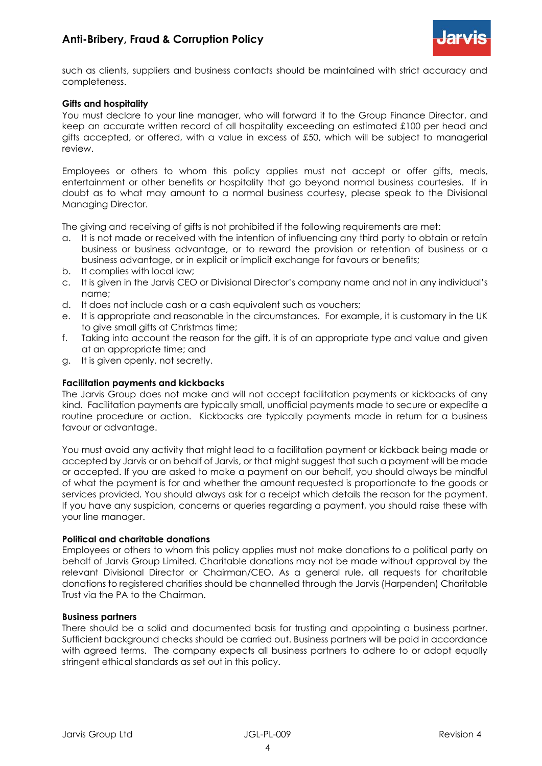such as clients, suppliers and business contacts should be maintained with strict accuracy and completeness.

**Gifts and hospitality**

You must declare to your line manager, who will forward it to the Group Finance Director, and keep an accurate written record of all hospitality exceeding an estimated £100 per head and gifts accepted, or offered, with a value in excess of £50, which will be subject to managerial review.

Employees or others to whom this policy applies must not accept or offer gifts, meals, entertainment or other benefits or hospitality that go beyond normal business courtesies. If in doubt as to what may amount to a normal business courtesy, please speak to the Divisional Managing Director.

The giving and receiving of gifts is not prohibited if the following requirements are met:

a. It is not made or received with the intention of influencing any third party to obtain or retain business or business advantage, or to reward the provision or retention of business or a business advantage, or in explicit or implicit exchange for favours or benefits;
b. It complies with local law;
c. It is given in the Jarvis CEO or Divisional Director's company name and not in any individual's name;
d. It does not include cash or a cash equivalent such as vouchers;
e. It is appropriate and reasonable in the circumstances. For example, it is customary in the UK to give small gifts at Christmas time;
f. Taking into account the reason for the gift, it is of an appropriate type and value and given at an appropriate time; and
g. It is given openly, not secretly.

**Facilitation payments and kickbacks**

The Jarvis Group does not make and will not accept facilitation payments or kickbacks of any kind. Facilitation payments are typically small, unofficial payments made to secure or expedite a routine procedure or action. Kickbacks are typically payments made in return for a business favour or advantage.

You must avoid any activity that might lead to a facilitation payment or kickback being made or accepted by Jarvis or on behalf of Jarvis, or that might suggest that such a payment will be made or accepted. If you are asked to make a payment on our behalf, you should always be mindful of what the payment is for and whether the amount requested is proportionate to the goods or services provided. You should always ask for a receipt which details the reason for the payment. If you have any suspicion, concerns or queries regarding a payment, you should raise these with your line manager.

**Political and charitable donations**

Employees or others to whom this policy applies must not make donations to a political party on behalf of Jarvis Group Limited. Charitable donations may not be made without approval by the relevant Divisional Director or Chairman/CEO. As a general rule, all requests for charitable donations to registered charities should be channelled through the Jarvis (Harpenden) Charitable Trust via the PA to the Chairman.

**Business partners**

There should be a solid and documented basis for trusting and appointing a business partner. Sufficient background checks should be carried out. Business partners will be paid in accordance with agreed terms. The company expects all business partners to adhere to or adopt equally stringent ethical standards as set out in this policy.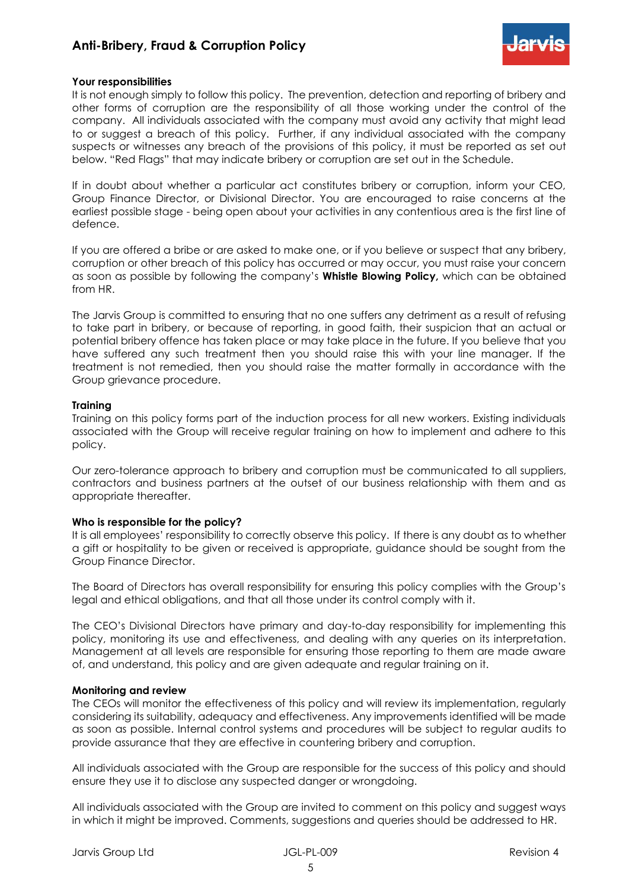**Your responsibilities**

It is not enough simply to follow this policy. The prevention, detection and reporting of bribery and other forms of corruption are the responsibility of all those working under the control of the company. All individuals associated with the company must avoid any activity that might lead to or suggest a breach of this policy. Further, if any individual associated with the company suspects or witnesses any breach of the provisions of this policy, it must be reported as set out below. "Red Flags" that may indicate bribery or corruption are set out in the Schedule.

If in doubt about whether a particular act constitutes bribery or corruption, inform your CEO, Group Finance Director, or Divisional Director. You are encouraged to raise concerns at the earliest possible stage - being open about your activities in any contentious area is the first line of defence.

If you are offered a bribe or are asked to make one, or if you believe or suspect that any bribery, corruption or other breach of this policy has occurred or may occur, you must raise your concern as soon as possible by following the company's **Whistle Blowing Policy,** which can be obtained from HR.

The Jarvis Group is committed to ensuring that no one suffers any detriment as a result of refusing to take part in bribery, or because of reporting, in good faith, their suspicion that an actual or potential bribery offence has taken place or may take place in the future. If you believe that you have suffered any such treatment then you should raise this with your line manager. If the treatment is not remedied, then you should raise the matter formally in accordance with the Group grievance procedure.

**Training**

Training on this policy forms part of the induction process for all new workers. Existing individuals associated with the Group will receive regular training on how to implement and adhere to this policy.

Our zero-tolerance approach to bribery and corruption must be communicated to all suppliers, contractors and business partners at the outset of our business relationship with them and as appropriate thereafter.

**Who is responsible for the policy?**

It is all employees' responsibility to correctly observe this policy. If there is any doubt as to whether a gift or hospitality to be given or received is appropriate, guidance should be sought from the Group Finance Director.

The Board of Directors has overall responsibility for ensuring this policy complies with the Group's legal and ethical obligations, and that all those under its control comply with it.

The CEO's Divisional Directors have primary and day-to-day responsibility for implementing this policy, monitoring its use and effectiveness, and dealing with any queries on its interpretation. Management at all levels are responsible for ensuring those reporting to them are made aware of, and understand, this policy and are given adequate and regular training on it.

**Monitoring and review**

The CEOs will monitor the effectiveness of this policy and will review its implementation, regularly considering its suitability, adequacy and effectiveness. Any improvements identified will be made as soon as possible. Internal control systems and procedures will be subject to regular audits to provide assurance that they are effective in countering bribery and corruption.

All individuals associated with the Group are responsible for the success of this policy and should ensure they use it to disclose any suspected danger or wrongdoing.

All individuals associated with the Group are invited to comment on this policy and suggest ways in which it might be improved. Comments, suggestions and queries should be addressed to HR.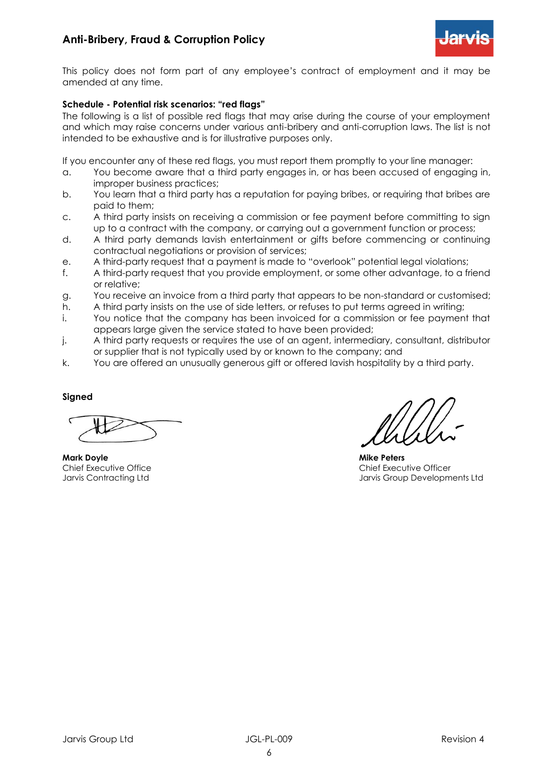This policy does not form part of any employee's contract of employment and it may be amended at any time.

**Schedule - Potential risk scenarios: "red flags"**

The following is a list of possible red flags that may arise during the course of your employment and which may raise concerns under various anti-bribery and anti-corruption laws. The list is not intended to be exhaustive and is for illustrative purposes only.

If you encounter any of these red flags, you must report them promptly to your line manager:

a. You become aware that a third party engages in, or has been accused of engaging in, improper business practices;

b. You learn that a third party has a reputation for paying bribes, or requiring that bribes are paid to them;

c. A third party insists on receiving a commission or fee payment before committing to sign up to a contract with the company, or carrying out a government function or process;

d. A third party demands lavish entertainment or gifts before commencing or continuing contractual negotiations or provision of services;

e. A third-party request that a payment is made to "overlook" potential legal violations;

f. A third-party request that you provide employment, or some other advantage, to a friend or relative;

g. You receive an invoice from a third party that appears to be non-standard or customised;

h. A third party insists on the use of side letters, or refuses to put terms agreed in writing;

i. You notice that the company has been invoiced for a commission or fee payment that appears large given the service stated to have been provided;

j. A third party requests or requires the use of an agent, intermediary, consultant, distributor or supplier that is not typically used by or known to the company; and

k. You are offered an unusually generous gift or offered lavish hospitality by a third party.

**Signed**

**Mark Doyle**
Chief Executive Office
Jarvis Contracting Ltd

**Mike Peters**
Chief Executive Officer
Jarvis Group Developments Ltd